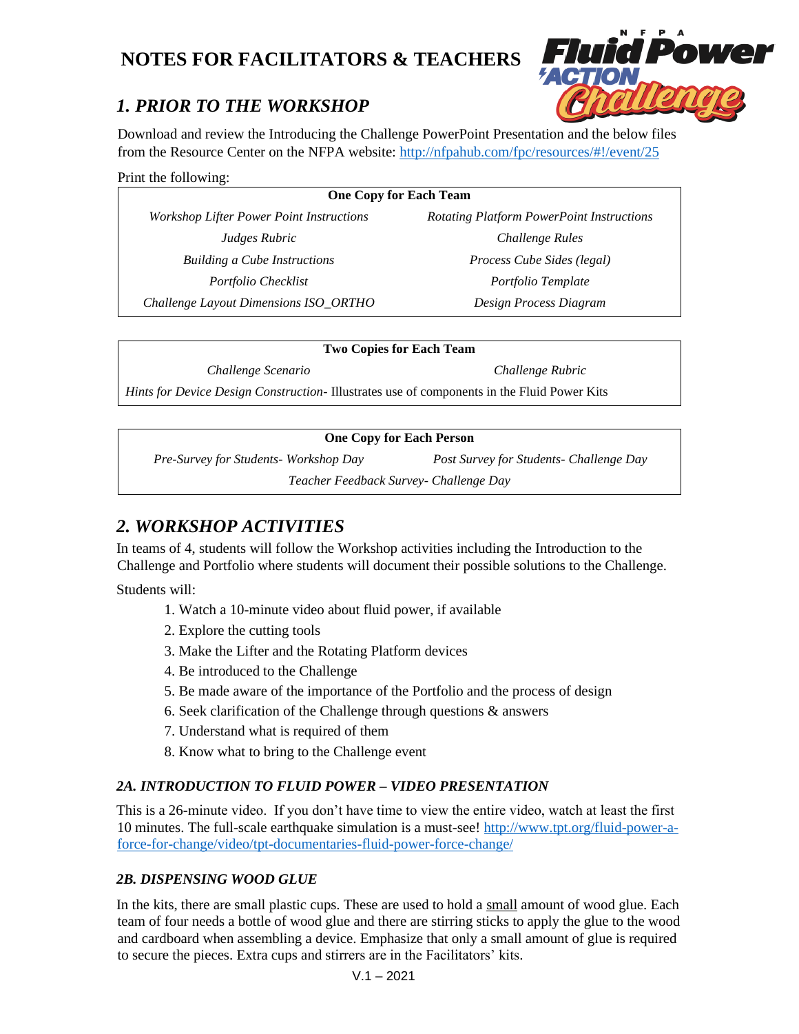# NOTES FOR FACILITATORS & TEACHERS

## *1. PRIOR TO THE WORKSHOP*

Download and review the Introducing the Challenge PowerPoint Presentation and the below files from the Resource Center on the NFPA website: http://nfpahub.com/fpc/resources/#!/event/25

Print the following:

| One Copy for Each Team | |
|---|---|
| *Workshop Lifter Power Point Instructions* | *Rotating Platform PowerPoint Instructions* |
| *Judges Rubric* | *Challenge Rules* |
| *Building a Cube Instructions* | *Process Cube Sides (legal)* |
| *Portfolio Checklist* | *Portfolio Template* |
| *Challenge Layout Dimensions ISO_ORTHO* | *Design Process Diagram* |

| Two Copies for Each Team | |
|---|---|
| *Challenge Scenario* | *Challenge Rubric* |
| *Hints for Device Design Construction*- Illustrates use of components in the Fluid Power Kits | |

| One Copy for Each Person | |
|---|---|
| *Pre-Survey for Students- Workshop Day* | *Post Survey for Students- Challenge Day* |
| *Teacher Feedback Survey- Challenge Day* | |

## *2. WORKSHOP ACTIVITIES*

In teams of 4, students will follow the Workshop activities including the Introduction to the Challenge and Portfolio where students will document their possible solutions to the Challenge.

Students will:

1. Watch a 10-minute video about fluid power, if available
2. Explore the cutting tools
3. Make the Lifter and the Rotating Platform devices
4. Be introduced to the Challenge
5. Be made aware of the importance of the Portfolio and the process of design
6. Seek clarification of the Challenge through questions & answers
7. Understand what is required of them
8. Know what to bring to the Challenge event

### *2A. INTRODUCTION TO FLUID POWER – VIDEO PRESENTATION*

This is a 26-minute video. If you don't have time to view the entire video, watch at least the first 10 minutes. The full-scale earthquake simulation is a must-see! http://www.tpt.org/fluid-power-a-force-for-change/video/tpt-documentaries-fluid-power-force-change/

### *2B. DISPENSING WOOD GLUE*

In the kits, there are small plastic cups. These are used to hold a <u>small</u> amount of wood glue. Each team of four needs a bottle of wood glue and there are stirring sticks to apply the glue to the wood and cardboard when assembling a device. Emphasize that only a small amount of glue is required to secure the pieces. Extra cups and stirrers are in the Facilitators' kits.

V.1 – 2021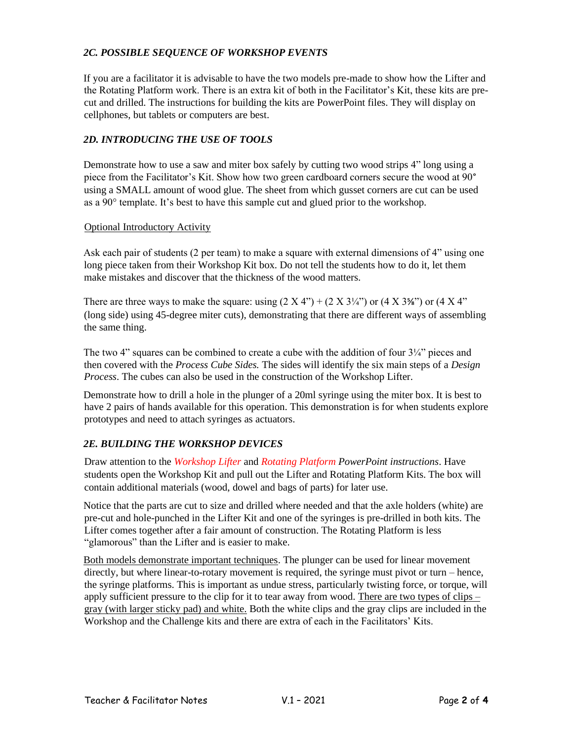### *2C. POSSIBLE SEQUENCE OF WORKSHOP EVENTS*

If you are a facilitator it is advisable to have the two models pre-made to show how the Lifter and the Rotating Platform work. There is an extra kit of both in the Facilitator's Kit, these kits are pre-cut and drilled. The instructions for building the kits are PowerPoint files. They will display on cellphones, but tablets or computers are best.

### *2D. INTRODUCING THE USE OF TOOLS*

Demonstrate how to use a saw and miter box safely by cutting two wood strips 4" long using a piece from the Facilitator's Kit. Show how two green cardboard corners secure the wood at 90° using a SMALL amount of wood glue. The sheet from which gusset corners are cut can be used as a 90° template. It's best to have this sample cut and glued prior to the workshop.

Optional Introductory Activity

Ask each pair of students (2 per team) to make a square with external dimensions of 4" using one long piece taken from their Workshop Kit box. Do not tell the students how to do it, let them make mistakes and discover that the thickness of the wood matters.

There are three ways to make the square: using (2 X 4") + (2 X 3¼") or (4 X 3⅝") or (4 X 4" (long side) using 45-degree miter cuts), demonstrating that there are different ways of assembling the same thing.

The two 4" squares can be combined to create a cube with the addition of four 3¼" pieces and then covered with the *Process Cube Sides.* The sides will identify the six main steps of a *Design Process*. The cubes can also be used in the construction of the Workshop Lifter.

Demonstrate how to drill a hole in the plunger of a 20ml syringe using the miter box. It is best to have 2 pairs of hands available for this operation. This demonstration is for when students explore prototypes and need to attach syringes as actuators.

### *2E. BUILDING THE WORKSHOP DEVICES*

Draw attention to the *Workshop Lifter* and *Rotating Platform PowerPoint instructions*. Have students open the Workshop Kit and pull out the Lifter and Rotating Platform Kits. The box will contain additional materials (wood, dowel and bags of parts) for later use.

Notice that the parts are cut to size and drilled where needed and that the axle holders (white) are pre-cut and hole-punched in the Lifter Kit and one of the syringes is pre-drilled in both kits. The Lifter comes together after a fair amount of construction. The Rotating Platform is less "glamorous" than the Lifter and is easier to make.

Both models demonstrate important techniques. The plunger can be used for linear movement directly, but where linear-to-rotary movement is required, the syringe must pivot or turn – hence, the syringe platforms. This is important as undue stress, particularly twisting force, or torque, will apply sufficient pressure to the clip for it to tear away from wood. There are two types of clips – gray (with larger sticky pad) and white. Both the white clips and the gray clips are included in the Workshop and the Challenge kits and there are extra of each in the Facilitators' Kits.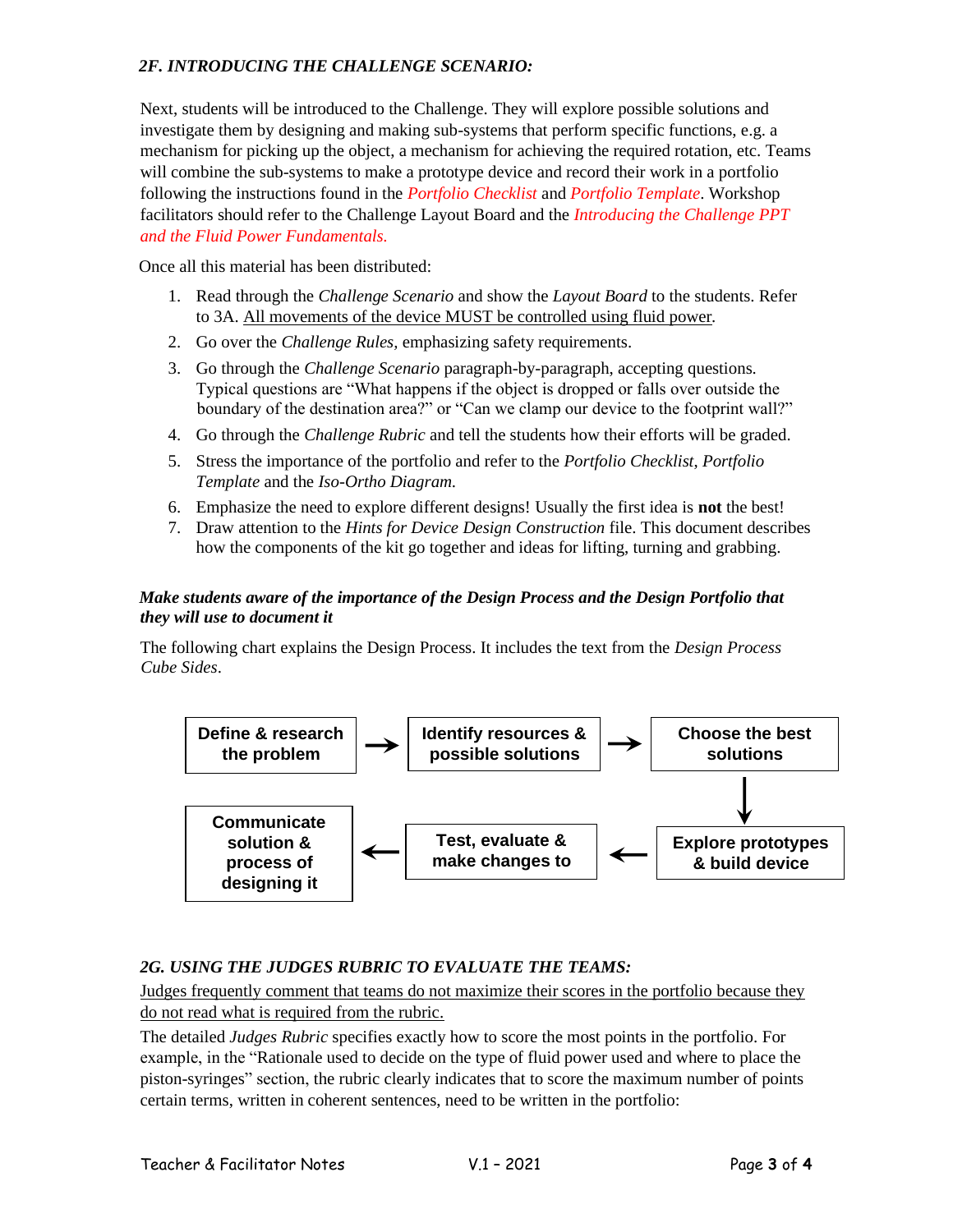### *2F. INTRODUCING THE CHALLENGE SCENARIO:*

Next, students will be introduced to the Challenge. They will explore possible solutions and investigate them by designing and making sub-systems that perform specific functions, e.g. a mechanism for picking up the object, a mechanism for achieving the required rotation, etc. Teams will combine the sub-systems to make a prototype device and record their work in a portfolio following the instructions found in the *Portfolio Checklist* and *Portfolio Template*. Workshop facilitators should refer to the Challenge Layout Board and the *Introducing the Challenge PPT and the Fluid Power Fundamentals.*

Once all this material has been distributed:

1. Read through the *Challenge Scenario* and show the *Layout Board* to the students. Refer to 3A. All movements of the device MUST be controlled using fluid power.
2. Go over the *Challenge Rules,* emphasizing safety requirements.
3. Go through the *Challenge Scenario* paragraph-by-paragraph, accepting questions. Typical questions are "What happens if the object is dropped or falls over outside the boundary of the destination area?" or "Can we clamp our device to the footprint wall?"
4. Go through the *Challenge Rubric* and tell the students how their efforts will be graded.
5. Stress the importance of the portfolio and refer to the *Portfolio Checklist*, *Portfolio Template* and the *Iso-Ortho Diagram.*
6. Emphasize the need to explore different designs! Usually the first idea is **not** the best!
7. Draw attention to the *Hints for Device Design Construction* file. This document describes how the components of the kit go together and ideas for lifting, turning and grabbing.

***Make students aware of the importance of the Design Process and the Design Portfolio that they will use to document it***

The following chart explains the Design Process. It includes the text from the *Design Process Cube Sides*.

**Define & research the problem** → **Identify resources & possible solutions** → **Choose the best solutions** → **Explore prototypes & build device** → **Test, evaluate & make changes to** → **Communicate solution & process of designing it**

### *2G. USING THE JUDGES RUBRIC TO EVALUATE THE TEAMS:*

Judges frequently comment that teams do not maximize their scores in the portfolio because they do not read what is required from the rubric.

The detailed *Judges Rubric* specifies exactly how to score the most points in the portfolio. For example, in the "Rationale used to decide on the type of fluid power used and where to place the piston-syringes" section, the rubric clearly indicates that to score the maximum number of points certain terms, written in coherent sentences, need to be written in the portfolio: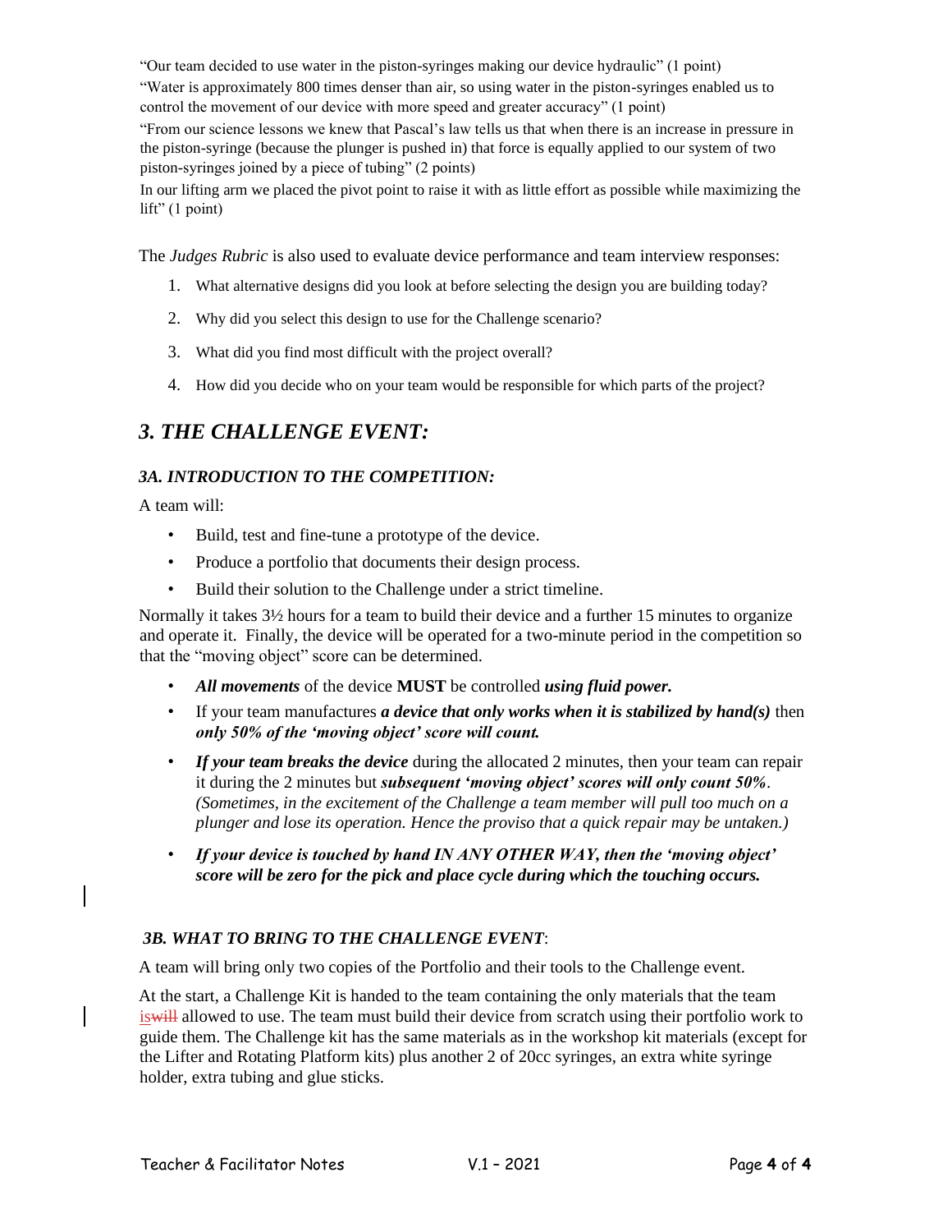"Our team decided to use water in the piston-syringes making our device hydraulic" (1 point)

"Water is approximately 800 times denser than air, so using water in the piston-syringes enabled us to control the movement of our device with more speed and greater accuracy" (1 point)

"From our science lessons we knew that Pascal's law tells us that when there is an increase in pressure in the piston-syringe (because the plunger is pushed in) that force is equally applied to our system of two piston-syringes joined by a piece of tubing" (2 points)

In our lifting arm we placed the pivot point to raise it with as little effort as possible while maximizing the lift" (1 point)

The *Judges Rubric* is also used to evaluate device performance and team interview responses:

1. What alternative designs did you look at before selecting the design you are building today?
2. Why did you select this design to use for the Challenge scenario?
3. What did you find most difficult with the project overall?
4. How did you decide who on your team would be responsible for which parts of the project?

## *3. THE CHALLENGE EVENT:*

### *3A. INTRODUCTION TO THE COMPETITION:*

A team will:

- Build, test and fine-tune a prototype of the device.
- Produce a portfolio that documents their design process.
- Build their solution to the Challenge under a strict timeline.

Normally it takes 3½ hours for a team to build their device and a further 15 minutes to organize and operate it. Finally, the device will be operated for a two-minute period in the competition so that the "moving object" score can be determined.

- ***All movements*** of the device **MUST** be controlled ***using fluid power.***
- If your team manufactures ***a device that only works when it is stabilized by hand(s)*** then ***only 50% of the 'moving object' score will count.***
- ***If your team breaks the device*** during the allocated 2 minutes, then your team can repair it during the 2 minutes but ***subsequent 'moving object' scores will only count 50%***. *(Sometimes, in the excitement of the Challenge a team member will pull too much on a plunger and lose its operation. Hence the proviso that a quick repair may be untaken.)*
- ***If your device is touched by hand IN ANY OTHER WAY, then the 'moving object' score will be zero for the pick and place cycle during which the touching occurs.***

### *3B. WHAT TO BRING TO THE CHALLENGE EVENT*:

A team will bring only two copies of the Portfolio and their tools to the Challenge event.

At the start, a Challenge Kit is handed to the team containing the only materials that the team is~~will~~ allowed to use. The team must build their device from scratch using their portfolio work to guide them. The Challenge kit has the same materials as in the workshop kit materials (except for the Lifter and Rotating Platform kits) plus another 2 of 20cc syringes, an extra white syringe holder, extra tubing and glue sticks.